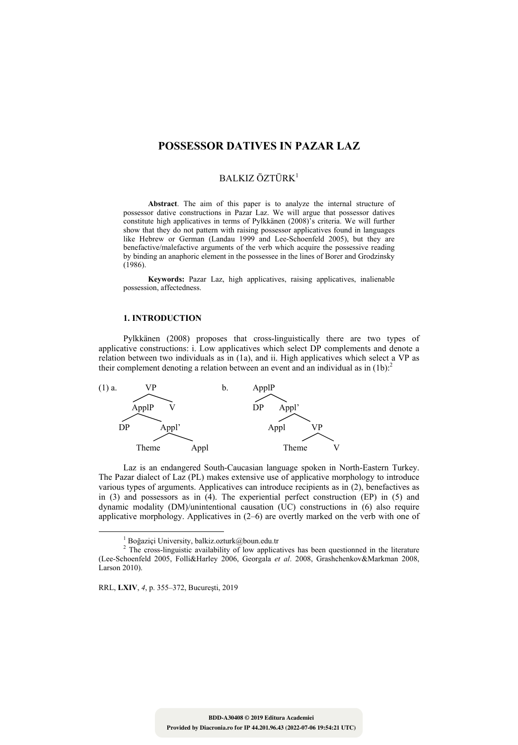# POSSESSOR DATIVES IN PAZAR LAZ

BALKIZ ÖZTÜRK[1]

**Abstract**. The aim of this paper is to analyze the internal structure of possessor dative constructions in Pazar Laz. We will argue that possessor datives constitute high applicatives in terms of Pylkkänen (2008)'s criteria. We will further show that they do not pattern with raising possessor applicatives found in languages like Hebrew or German (Landau 1999 and Lee-Schoenfeld 2005), but they are benefactive/malefactive arguments of the verb which acquire the possessive reading by binding an anaphoric element in the possessee in the lines of Borer and Grodzinsky (1986).

**Keywords:** Pazar Laz, high applicatives, raising applicatives, inalienable possession, affectedness.

## 1. INTRODUCTION

Pylkkänen (2008) proposes that cross-linguistically there are two types of applicative constructions: i. Low applicatives which select DP complements and denote a relation between two individuals as in (1a), and ii. High applicatives which select a VP as their complement denoting a relation between an event and an individual as in (1b):[2]

(1) a. [VP [ApplP DP [Appl' Theme Appl]] V]

b. [ApplP DP [Appl' Appl [VP Theme V]]]

Laz is an endangered South-Caucasian language spoken in North-Eastern Turkey. The Pazar dialect of Laz (PL) makes extensive use of applicative morphology to introduce various types of arguments. Applicatives can introduce recipients as in (2), benefactives as in (3) and possessors as in (4). The experiential perfect construction (EP) in (5) and dynamic modality (DM)/unintentional causation (UC) constructions in (6) also require applicative morphology. Applicatives in (2–6) are overtly marked on the verb with one of

---

[1] Boğaziçi University, balkiz.ozturk@boun.edu.tr

[2] The cross-linguistic availability of low applicatives has been questionned in the literature (Lee-Schoenfeld 2005, Folli&Harley 2006, Georgala *et al*. 2008, Grashchenkov&Markman 2008, Larson 2010).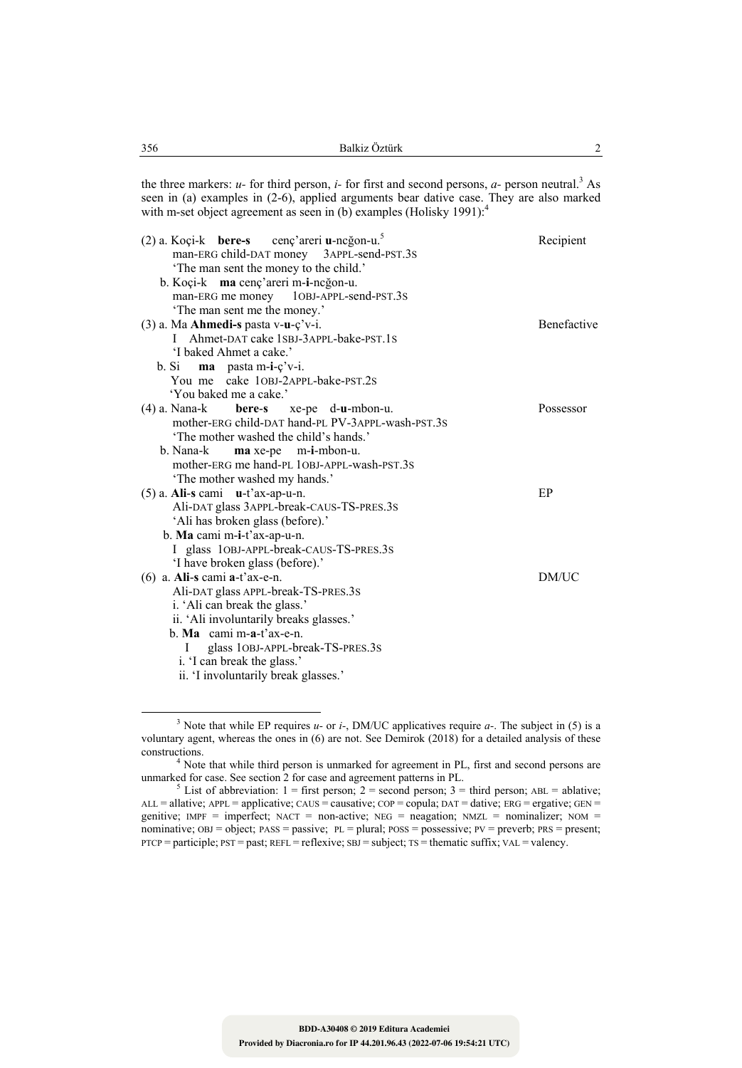the three markers: *u-* for third person, *i-* for first and second persons, *a-* person neutral.[3] As seen in (a) examples in (2-6), applied arguments bear dative case. They are also marked with m-set object agreement as seen in (b) examples (Holisky 1991):[4]

(2) a. Koçi-k **bere-s** cenç'areri **u**-ncğon-u.[5] — Recipient
man-ERG child-DAT money 3APPL-send-PST.3S
'The man sent the money to the child.'

b. Koçi-k **ma** cenç'areri m-**i**-ncğon-u.
man-ERG me money 1OBJ-APPL-send-PST.3S
'The man sent me the money.'

(3) a. Ma **Ahmedi-s** pasta v-**u**-ç'v-i. — Benefactive
I Ahmet-DAT cake 1SBJ-3APPL-bake-PST.1S
'I baked Ahmet a cake.'

b. Si **ma** pasta m-**i**-ç'v-i.
You me cake 1OBJ-2APPL-bake-PST.2S
'You baked me a cake.'

(4) a. Nana-k **bere-s** xe-pe d-**u**-mbon-u. — Possessor
mother-ERG child-DAT hand-PL PV-3APPL-wash-PST.3S
'The mother washed the child's hands.'

b. Nana-k **ma** xe-pe m-**i**-mbon-u.
mother-ERG me hand-PL 1OBJ-APPL-wash-PST.3S
'The mother washed my hands.'

(5) a. **Ali-s** cami **u**-t'ax-ap-u-n. — EP
Ali-DAT glass 3APPL-break-CAUS-TS-PRES.3S
'Ali has broken glass (before).'

b. **Ma** cami m-**i**-t'ax-ap-u-n.
I glass 1OBJ-APPL-break-CAUS-TS-PRES.3S
'I have broken glass (before).'

(6) a. **Ali-s** cami **a**-t'ax-e-n. — DM/UC
Ali-DAT glass APPL-break-TS-PRES.3S
i. 'Ali can break the glass.'
ii. 'Ali involuntarily breaks glasses.'

b. **Ma** cami m-**a**-t'ax-e-n.
I glass 1OBJ-APPL-break-TS-PRES.3S
i. 'I can break the glass.'
ii. 'I involuntarily break glasses.'

---

[3] Note that while EP requires *u-* or *i-*, DM/UC applicatives require *a-*. The subject in (5) is a voluntary agent, whereas the ones in (6) are not. See Demirok (2018) for a detailed analysis of these constructions.

[4] Note that while third person is unmarked for agreement in PL, first and second persons are unmarked for case. See section 2 for case and agreement patterns in PL.

[5] List of abbreviation: 1 = first person; 2 = second person; 3 = third person; ABL = ablative; ALL = allative; APPL = applicative; CAUS = causative; COP = copula; DAT = dative; ERG = ergative; GEN = genitive; IMPF = imperfect; NACT = non-active; NEG = neagation; NMZL = nominalizer; NOM = nominative; OBJ = object; PASS = passive; PL = plural; POSS = possessive; PV = preverb; PRS = present; PTCP = participle; PST = past; REFL = reflexive; SBJ = subject; TS = thematic suffix; VAL = valency.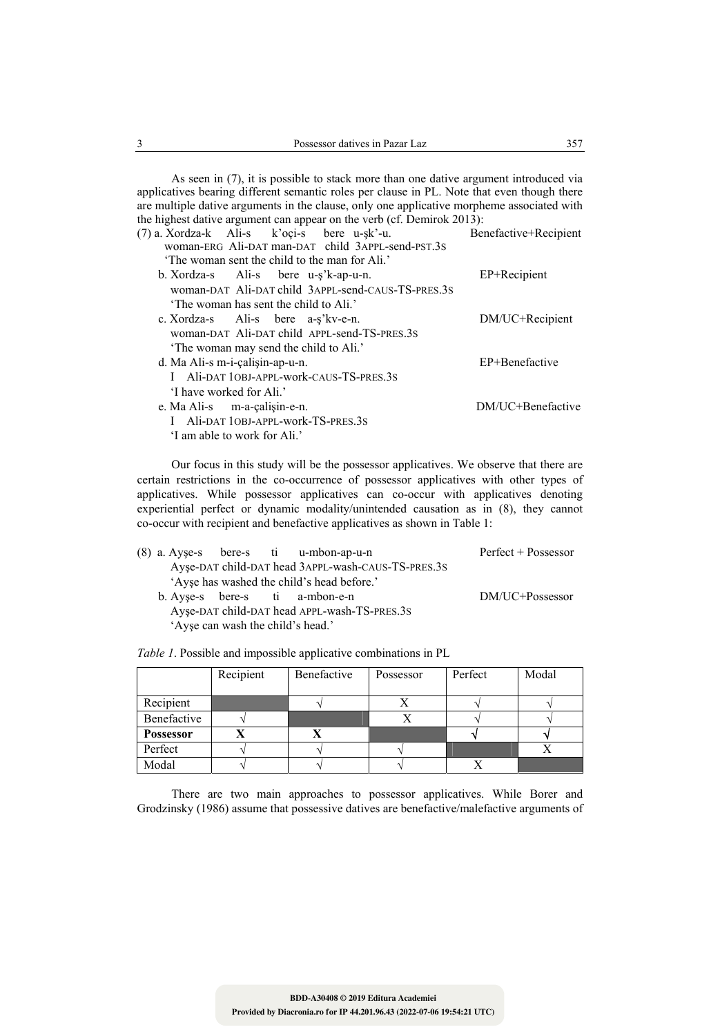As seen in (7), it is possible to stack more than one dative argument introduced via applicatives bearing different semantic roles per clause in PL. Note that even though there are multiple dative arguments in the clause, only one applicative morpheme associated with the highest dative argument can appear on the verb (cf. Demirok 2013):

(7) a. Xordza-k Ali-s k'oçi-s bere u-şk'-u. — Benefactive+Recipient
woman-ERG Ali-DAT man-DAT child 3APPL-send-PST.3S
'The woman sent the child to the man for Ali.'

b. Xordza-s Ali-s bere u-ş'k-ap-u-n. — EP+Recipient
woman-DAT Ali-DAT child 3APPL-send-CAUS-TS-PRES.3S
'The woman has sent the child to Ali.'

c. Xordza-s Ali-s bere a-ş'kv-e-n. — DM/UC+Recipient
woman-DAT Ali-DAT child APPL-send-TS-PRES.3S
'The woman may send the child to Ali.'

d. Ma Ali-s m-i-çalişin-ap-u-n. — EP+Benefactive
I Ali-DAT 1OBJ-APPL-work-CAUS-TS-PRES.3S
'I have worked for Ali.'

e. Ma Ali-s m-a-çalişin-e-n. — DM/UC+Benefactive
I Ali-DAT 1OBJ-APPL-work-TS-PRES.3S
'I am able to work for Ali.'

Our focus in this study will be the possessor applicatives. We observe that there are certain restrictions in the co-occurrence of possessor applicatives with other types of applicatives. While possessor applicatives can co-occur with applicatives denoting experiential perfect or dynamic modality/unintended causation as in (8), they cannot co-occur with recipient and benefactive applicatives as shown in Table 1:

(8) a. Ayşe-s bere-s ti u-mbon-ap-u-n — Perfect + Possessor
Ayşe-DAT child-DAT head 3APPL-wash-CAUS-TS-PRES.3S
'Ayşe has washed the child's head before.'

b. Ayşe-s bere-s ti a-mbon-e-n — DM/UC+Possessor
Ayşe-DAT child-DAT head APPL-wash-TS-PRES.3S
'Ayşe can wash the child's head.'

*Table 1*. Possible and impossible applicative combinations in PL

| | Recipient | Benefactive | Possessor | Perfect | Modal |
|---|---|---|---|---|---|
| Recipient | | √ | X | √ | √ |
| Benefactive | √ | | X | √ | √ |
| **Possessor** | **X** | **X** | | **√** | **√** |
| Perfect | √ | √ | √ | | X |
| Modal | √ | √ | √ | X | |

There are two main approaches to possessor applicatives. While Borer and Grodzinsky (1986) assume that possessive datives are benefactive/malefactive arguments of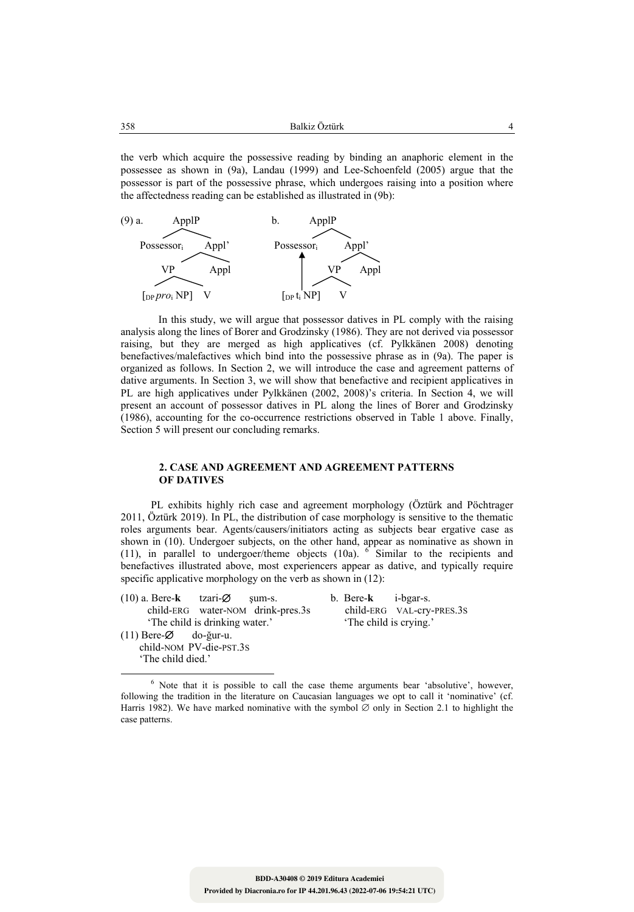the verb which acquire the possessive reading by binding an anaphoric element in the possessee as shown in (9a), Landau (1999) and Lee-Schoenfeld (2005) argue that the possessor is part of the possessive phrase, which undergoes raising into a position where the affectedness reading can be established as illustrated in (9b):

```
(9) a.        ApplP                      b.        ApplP
             /     \                              /     \
      Possessor_i   Appl'                 Possessor_i    Appl'
                   /    \                     ↑         /    \
                 VP      Appl                 |       VP      Appl
                /  \                          |      /  \
   [DP pro_i NP]    V                  [DP t_i NP]       V
```

In this study, we will argue that possessor datives in PL comply with the raising analysis along the lines of Borer and Grodzinsky (1986). They are not derived via possessor raising, but they are merged as high applicatives (cf. Pylkkänen 2008) denoting benefactives/malefactives which bind into the possessive phrase as in (9a). The paper is organized as follows. In Section 2, we will introduce the case and agreement patterns of dative arguments. In Section 3, we will show that benefactive and recipient applicatives in PL are high applicatives under Pylkkänen (2002, 2008)'s criteria. In Section 4, we will present an account of possessor datives in PL along the lines of Borer and Grodzinsky (1986), accounting for the co-occurrence restrictions observed in Table 1 above. Finally, Section 5 will present our concluding remarks.

## 2. CASE AND AGREEMENT AND AGREEMENT PATTERNS OF DATIVES

PL exhibits highly rich case and agreement morphology (Öztürk and Pöchtrager 2011, Öztürk 2019). In PL, the distribution of case morphology is sensitive to the thematic roles arguments bear. Agents/causers/initiators acting as subjects bear ergative case as shown in (10). Undergoer subjects, on the other hand, appear as nominative as shown in (11), in parallel to undergoer/theme objects (10a).[6] Similar to the recipients and benefactives illustrated above, most experiencers appear as dative, and typically require specific applicative morphology on the verb as shown in (12):

(10) a. Bere-**k** tzari-∅ şum-s.
child-ERG water-NOM drink-pres.3s
'The child is drinking water.'

b. Bere-**k** i-bgar-s.
child-ERG VAL-cry-PRES.3S
'The child is crying.'

(11) Bere-∅ do-ğur-u.
child-NOM PV-die-PST.3S
'The child died.'

---

[6] Note that it is possible to call the case theme arguments bear 'absolutive', however, following the tradition in the literature on Caucasian languages we opt to call it 'nominative' (cf. Harris 1982). We have marked nominative with the symbol ∅ only in Section 2.1 to highlight the case patterns.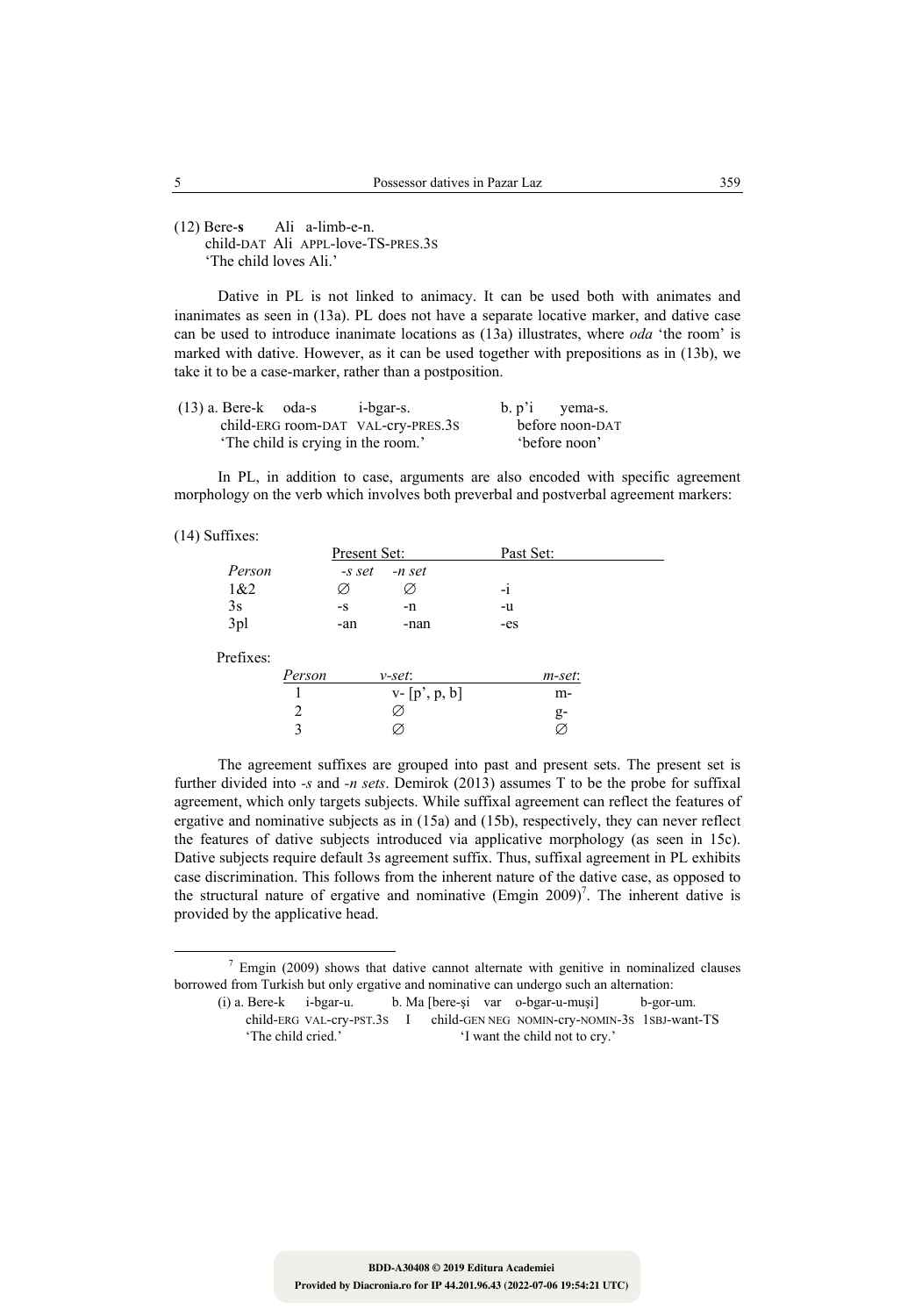(12) Bere-**s** Ali a-limb-e-n.
child-DAT Ali APPL-love-TS-PRES.3S
'The child loves Ali.'

Dative in PL is not linked to animacy. It can be used both with animates and inanimates as seen in (13a). PL does not have a separate locative marker, and dative case can be used to introduce inanimate locations as (13a) illustrates, where *oda* 'the room' is marked with dative. However, as it can be used together with prepositions as in (13b), we take it to be a case-marker, rather than a postposition.

(13) a. Bere-k oda-s i-bgar-s.
child-ERG room-DAT VAL-cry-PRES.3S
'The child is crying in the room.'

b. p'i yema-s.
before noon-DAT
'before noon'

In PL, in addition to case, arguments are also encoded with specific agreement morphology on the verb which involves both preverbal and postverbal agreement markers:

(14) Suffixes:

| | Present Set: | | Past Set: |
|---|---|---|---|
| *Person* | *-s set* | *-n set* | |
| 1&2 | ∅ | ∅ | -i |
| 3s | -s | -n | -u |
| 3pl | -an | -nan | -es |

Prefixes:

| *Person* | *v-set*: | *m-set*: |
|---|---|---|
| 1 | v- [p', p, b] | m- |
| 2 | ∅ | g- |
| 3 | ∅ | ∅ |

The agreement suffixes are grouped into past and present sets. The present set is further divided into *-s* and *-n sets*. Demirok (2013) assumes T to be the probe for suffixal agreement, which only targets subjects. While suffixal agreement can reflect the features of ergative and nominative subjects as in (15a) and (15b), respectively, they can never reflect the features of dative subjects introduced via applicative morphology (as seen in 15c). Dative subjects require default 3s agreement suffix. Thus, suffixal agreement in PL exhibits case discrimination. This follows from the inherent nature of the dative case, as opposed to the structural nature of ergative and nominative (Emgin 2009)[7]. The inherent dative is provided by the applicative head.

---

[7] Emgin (2009) shows that dative cannot alternate with genitive in nominalized clauses borrowed from Turkish but only ergative and nominative can undergo such an alternation:

(i) a. Bere-k i-bgar-u.
child-ERG VAL-cry-PST.3S
'The child cried.'

b. Ma [bere-şi var o-bgar-u-muşi] b-gor-um.
I child-GEN NEG NOMIN-cry-NOMIN-3S 1SBJ-want-TS
'I want the child not to cry.'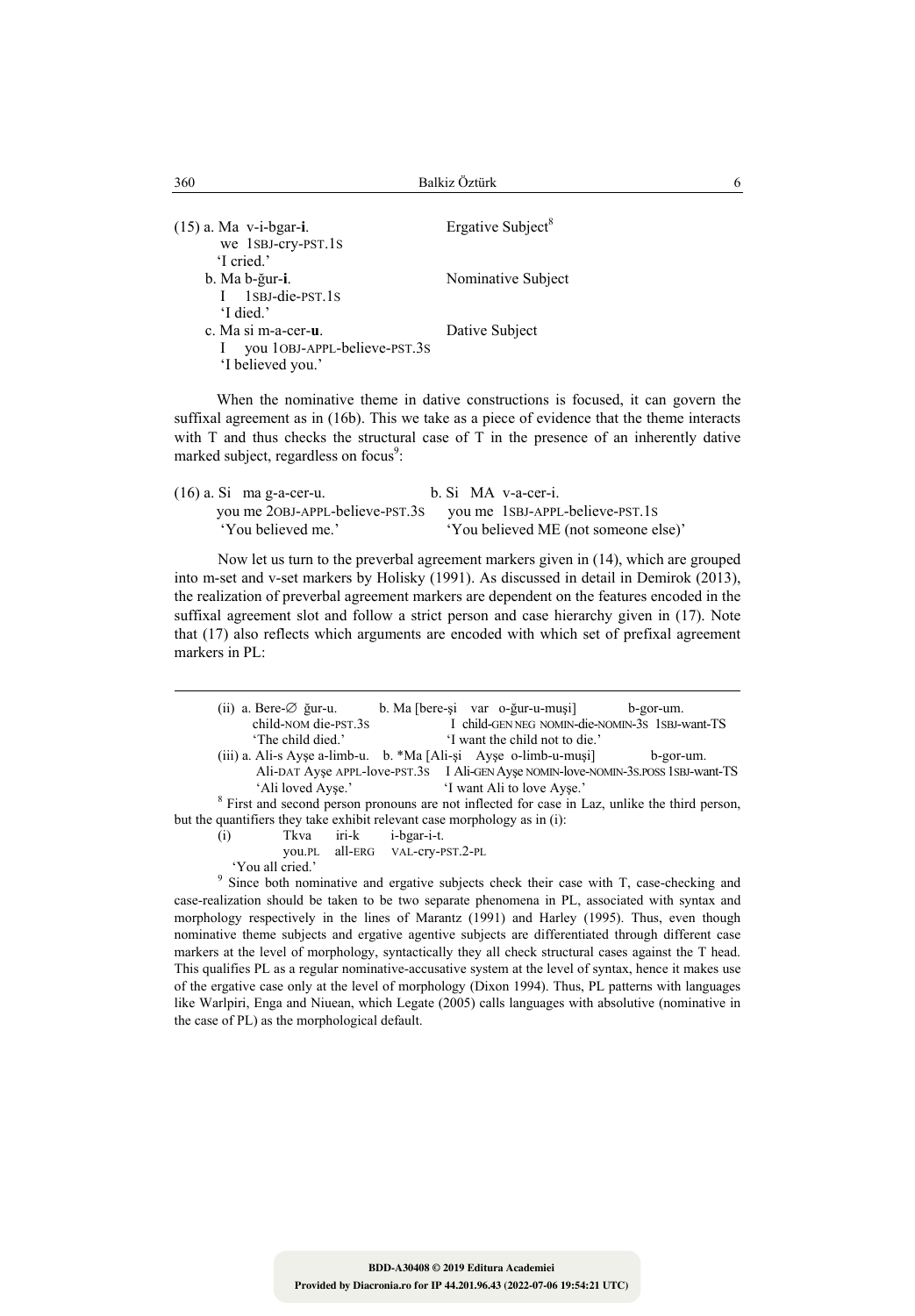(15) a. Ma v-i-bgar-**i**. Ergative Subject[8]
we 1SBJ-cry-PST.1S
'I cried.'

b. Ma b-ğur-**i**. Nominative Subject
I 1SBJ-die-PST.1S
'I died.'

c. Ma si m-a-cer-**u**. Dative Subject
I you 1OBJ-APPL-believe-PST.3S
'I believed you.'

When the nominative theme in dative constructions is focused, it can govern the suffixal agreement as in (16b). This we take as a piece of evidence that the theme interacts with T and thus checks the structural case of T in the presence of an inherently dative marked subject, regardless on focus[9]:

(16) a. Si ma g-a-cer-u.
you me 2OBJ-APPL-believe-PST.3S
'You believed me.'

b. Si MA v-a-cer-i.
you me 1SBJ-APPL-believe-PST.1S
'You believed ME (not someone else)'

Now let us turn to the preverbal agreement markers given in (14), which are grouped into m-set and v-set markers by Holisky (1991). As discussed in detail in Demirok (2013), the realization of preverbal agreement markers are dependent on the features encoded in the suffixal agreement slot and follow a strict person and case hierarchy given in (17). Note that (17) also reflects which arguments are encoded with which set of prefixal agreement markers in PL:

---

(ii) a. Bere-∅ ğur-u.
child-NOM die-PST.3S
'The child died.'

b. Ma [bere-şi var o-ğur-u-muşi] b-gor-um.
I child-GEN NEG NOMIN-die-NOMIN-3S 1SBJ-want-TS
'I want the child not to die.'

(iii) a. Ali-s Ayşe a-limb-u.
Ali-DAT Ayşe APPL-love-PST.3S
'Ali loved Ayşe.'

b. *Ma [Ali-şi Ayşe o-limb-u-muşi] b-gor-um.
I Ali-GEN Ayşe NOMIN-love-NOMIN-3S.POSS 1SBJ-want-TS
'I want Ali to love Ayşe.'

[8] First and second person pronouns are not inflected for case in Laz, unlike the third person, but the quantifiers they take exhibit relevant case morphology as in (i):

(i) Tkva iri-k i-bgar-i-t.
you.PL all-ERG VAL-cry-PST.2-PL
'You all cried.'

[9] Since both nominative and ergative subjects check their case with T, case-checking and case-realization should be taken to be two separate phenomena in PL, associated with syntax and morphology respectively in the lines of Marantz (1991) and Harley (1995). Thus, even though nominative theme subjects and ergative agentive subjects are differentiated through different case markers at the level of morphology, syntactically they all check structural cases against the T head. This qualifies PL as a regular nominative-accusative system at the level of syntax, hence it makes use of the ergative case only at the level of morphology (Dixon 1994). Thus, PL patterns with languages like Warlpiri, Enga and Niuean, which Legate (2005) calls languages with absolutive (nominative in the case of PL) as the morphological default.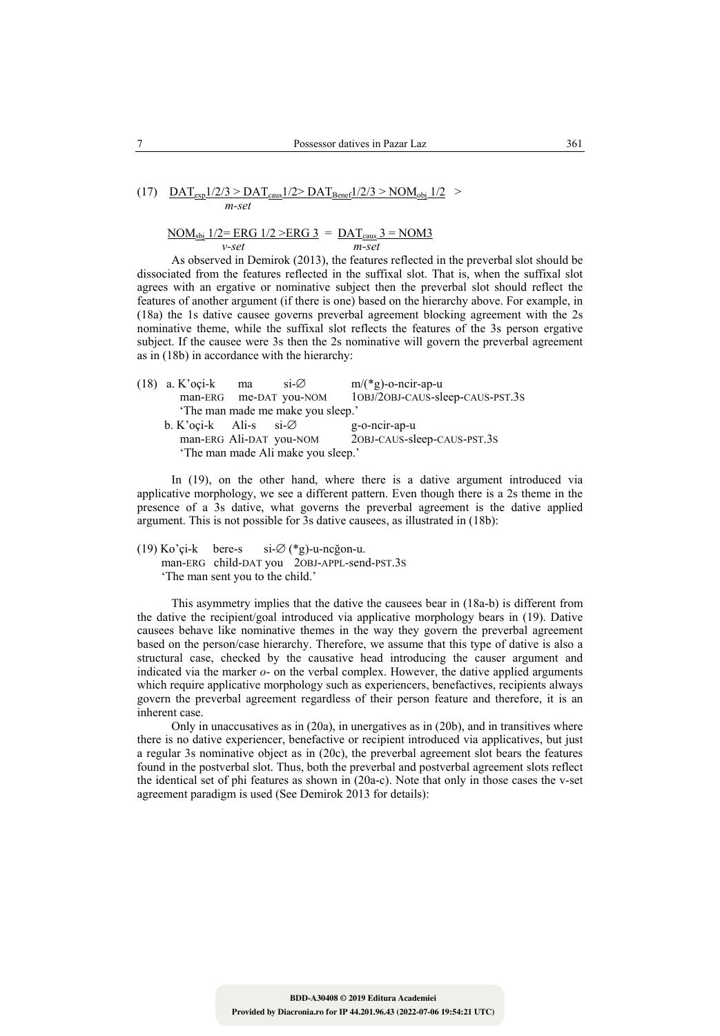(17) $\underline{\text{DAT}_{exp}1/2/3 > \text{DAT}_{caus}1/2 > \text{DAT}_{Benef}1/2/3 > \text{NOM}_{obj}\ 1/2}$ >
*m-set*

$\underline{\text{NOM}_{sbj}\ 1/2 = \text{ERG}\ 1/2 > \text{ERG}\ 3}$ = $\underline{\text{DAT}_{caus}\ 3 = \text{NOM3}}$
*v-set* *m-set*

As observed in Demirok (2013), the features reflected in the preverbal slot should be dissociated from the features reflected in the suffixal slot. That is, when the suffixal slot agrees with an ergative or nominative subject then the preverbal slot should reflect the features of another argument (if there is one) based on the hierarchy above. For example, in (18a) the 1s dative causee governs preverbal agreement blocking agreement with the 2s nominative theme, while the suffixal slot reflects the features of the 3s person ergative subject. If the causee were 3s then the 2s nominative will govern the preverbal agreement as in (18b) in accordance with the hierarchy:

(18) a. K'oçi-k ma si-∅ m/(*g)-o-ncir-ap-u
man-ERG me-DAT you-NOM 1OBJ/2OBJ-CAUS-sleep-CAUS-PST.3S
'The man made me make you sleep.'
b. K'oçi-k Ali-s si-∅ g-o-ncir-ap-u
man-ERG Ali-DAT you-NOM 2OBJ-CAUS-sleep-CAUS-PST.3S
'The man made Ali make you sleep.'

In (19), on the other hand, where there is a dative argument introduced via applicative morphology, we see a different pattern. Even though there is a 2s theme in the presence of a 3s dative, what governs the preverbal agreement is the dative applied argument. This is not possible for 3s dative causees, as illustrated in (18b):

(19) Ko'çi-k bere-s si-∅ (*g)-u-ncğon-u.
man-ERG child-DAT you 2OBJ-APPL-send-PST.3S
'The man sent you to the child.'

This asymmetry implies that the dative the causees bear in (18a-b) is different from the dative the recipient/goal introduced via applicative morphology bears in (19). Dative causees behave like nominative themes in the way they govern the preverbal agreement based on the person/case hierarchy. Therefore, we assume that this type of dative is also a structural case, checked by the causative head introducing the causer argument and indicated via the marker *o-* on the verbal complex. However, the dative applied arguments which require applicative morphology such as experiencers, benefactives, recipients always govern the preverbal agreement regardless of their person feature and therefore, it is an inherent case.

Only in unaccusatives as in (20a), in unergatives as in (20b), and in transitives where there is no dative experiencer, benefactive or recipient introduced via applicatives, but just a regular 3s nominative object as in (20c), the preverbal agreement slot bears the features found in the postverbal slot. Thus, both the preverbal and postverbal agreement slots reflect the identical set of phi features as shown in (20a-c). Note that only in those cases the v-set agreement paradigm is used (See Demirok 2013 for details):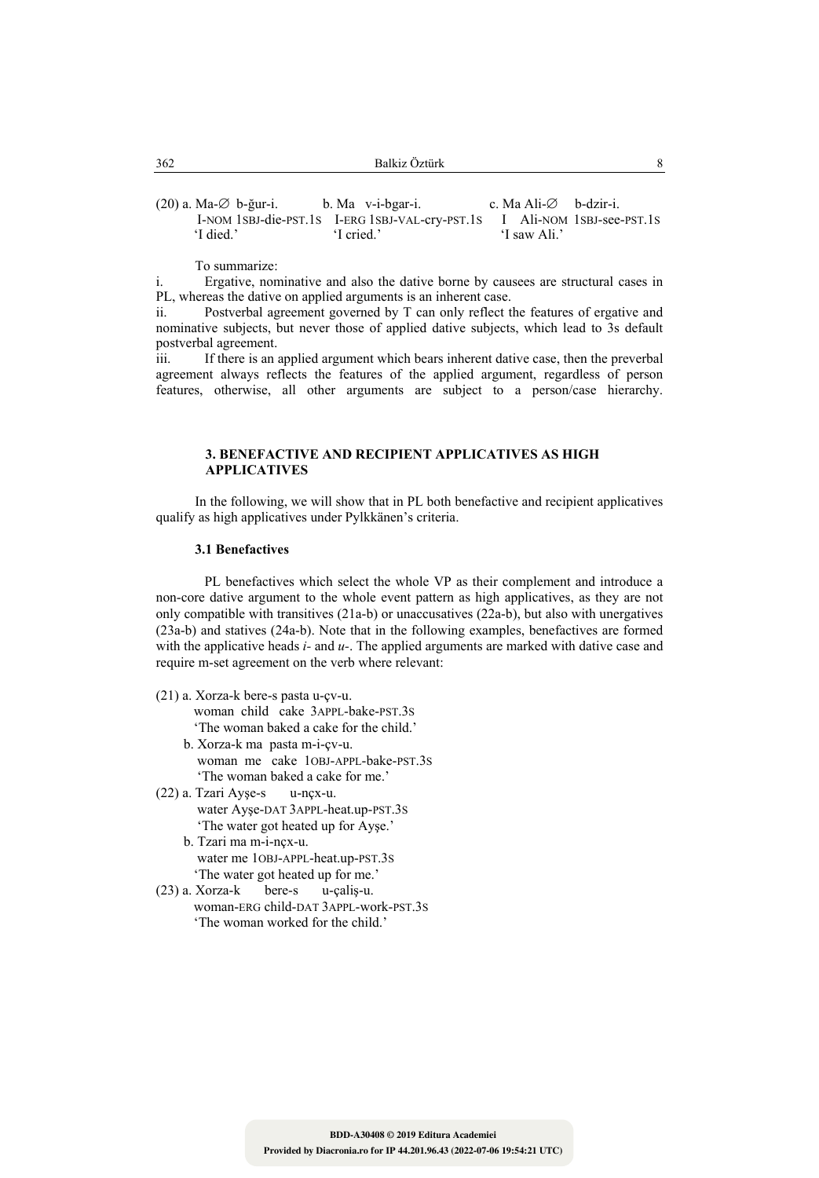(20) a. Ma-∅ b-ğur-i.  
I-NOM 1SBJ-die-PST.1S  
'I died.'

b. Ma v-i-bgar-i.  
I-ERG 1SBJ-VAL-cry-PST.1S  
'I cried.'

c. Ma Ali-∅ b-dzir-i.  
I Ali-NOM 1SBJ-see-PST.1S  
'I saw Ali.'

To summarize:

i. Ergative, nominative and also the dative borne by causees are structural cases in PL, whereas the dative on applied arguments is an inherent case.

ii. Postverbal agreement governed by T can only reflect the features of ergative and nominative subjects, but never those of applied dative subjects, which lead to 3s default postverbal agreement.

iii. If there is an applied argument which bears inherent dative case, then the preverbal agreement always reflects the features of the applied argument, regardless of person features, otherwise, all other arguments are subject to a person/case hierarchy.

## 3. BENEFACTIVE AND RECIPIENT APPLICATIVES AS HIGH APPLICATIVES

In the following, we will show that in PL both benefactive and recipient applicatives qualify as high applicatives under Pylkkänen's criteria.

### 3.1 Benefactives

PL benefactives which select the whole VP as their complement and introduce a non-core dative argument to the whole event pattern as high applicatives, as they are not only compatible with transitives (21a-b) or unaccusatives (22a-b), but also with unergatives (23a-b) and statives (24a-b). Note that in the following examples, benefactives are formed with the applicative heads *i-* and *u-*. The applied arguments are marked with dative case and require m-set agreement on the verb where relevant:

(21) a. Xorza-k bere-s pasta u-çv-u.  
woman child cake 3APPL-bake-PST.3S  
'The woman baked a cake for the child.'

b. Xorza-k ma pasta m-i-çv-u.  
woman me cake 1OBJ-APPL-bake-PST.3S  
'The woman baked a cake for me.'

(22) a. Tzari Ayşe-s u-nçx-u.  
water Ayşe-DAT 3APPL-heat.up-PST.3S  
'The water got heated up for Ayşe.'

b. Tzari ma m-i-nçx-u.  
water me 1OBJ-APPL-heat.up-PST.3S  
'The water got heated up for me.'

(23) a. Xorza-k bere-s u-çaliş-u.  
woman-ERG child-DAT 3APPL-work-PST.3S  
'The woman worked for the child.'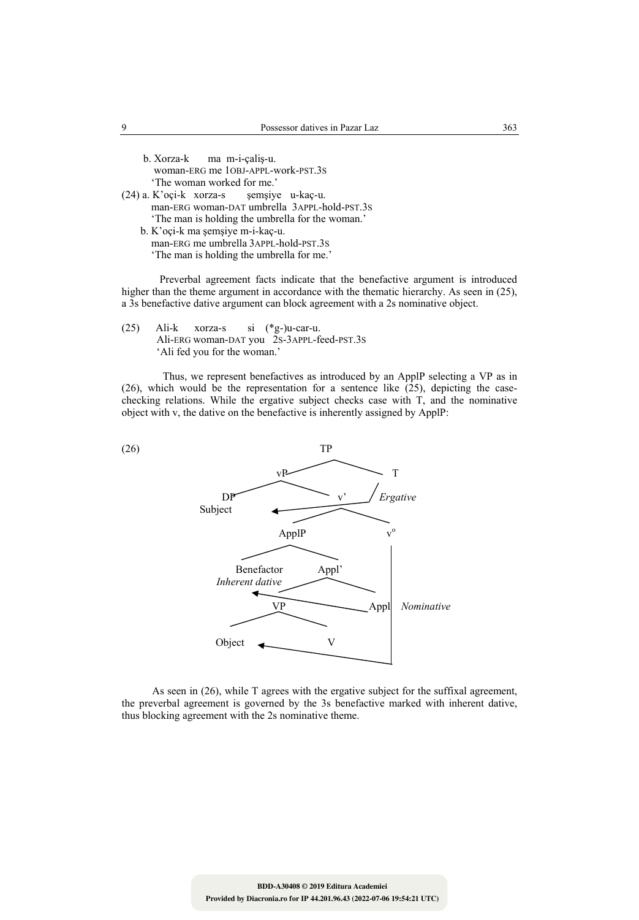b. Xorza-k ma m-i-çaliş-u.  
woman-ERG me 1OBJ-APPL-work-PST.3S  
'The woman worked for me.'

(24) a. K'oçi-k xorza-s şemşiye u-kaç-u.  
man-ERG woman-DAT umbrella 3APPL-hold-PST.3S  
'The man is holding the umbrella for the woman.'

b. K'oçi-k ma şemşiye m-i-kaç-u.  
man-ERG me umbrella 3APPL-hold-PST.3S  
'The man is holding the umbrella for me.'

Preverbal agreement facts indicate that the benefactive argument is introduced higher than the theme argument in accordance with the thematic hierarchy. As seen in (25), a 3s benefactive dative argument can block agreement with a 2s nominative object.

(25) Ali-k xorza-s si (*g-)u-car-u.  
Ali-ERG woman-DAT you 2S-3APPL-feed-PST.3S  
'Ali fed you for the woman.'

Thus, we represent benefactives as introduced by an ApplP selecting a VP as in (26), which would be the representation for a sentence like (25), depicting the case-checking relations. While the ergative subject checks case with T, and the nominative object with v, the dative on the benefactive is inherently assigned by ApplP:

(26)

```
                    TP
                 /      \
               vP        T
             /    \       \ Ergative
   DP Subject      v'      → (to DP Subject)
                 /    \
             ApplP     v°   Nominative → (to Object)
            /     \
   Benefactor      Appl'
   Inherent dative /    \
                  VP     Appl → (to Benefactor)
                /    \
           Object     V
```

As seen in (26), while T agrees with the ergative subject for the suffixal agreement, the preverbal agreement is governed by the 3s benefactive marked with inherent dative, thus blocking agreement with the 2s nominative theme.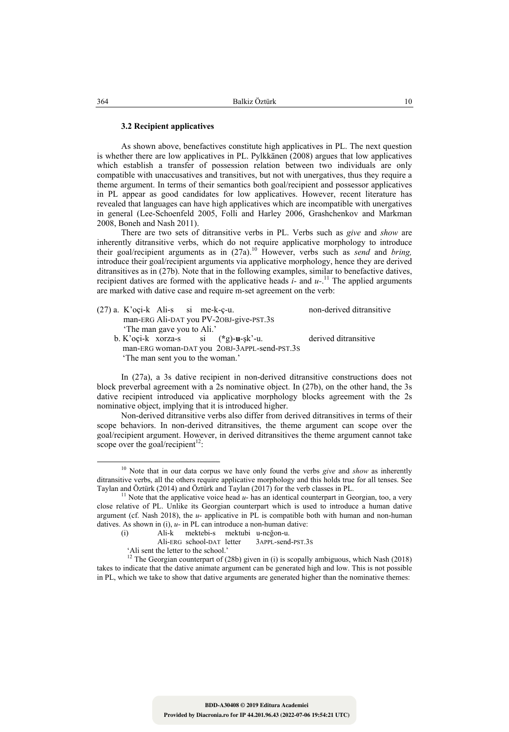### 3.2 Recipient applicatives

As shown above, benefactives constitute high applicatives in PL. The next question is whether there are low applicatives in PL. Pylkkänen (2008) argues that low applicatives which establish a transfer of possession relation between two individuals are only compatible with unaccusatives and transitives, but not with unergatives, thus they require a theme argument. In terms of their semantics both goal/recipient and possessor applicatives in PL appear as good candidates for low applicatives. However, recent literature has revealed that languages can have high applicatives which are incompatible with unergatives in general (Lee-Schoenfeld 2005, Folli and Harley 2006, Grashchenkov and Markman 2008, Boneh and Nash 2011).

There are two sets of ditransitive verbs in PL. Verbs such as *give* and *show* are inherently ditransitive verbs, which do not require applicative morphology to introduce their goal/recipient arguments as in (27a).[10] However, verbs such as *send* and *bring,* introduce their goal/recipient arguments via applicative morphology, hence they are derived ditransitives as in (27b). Note that in the following examples, similar to benefactive datives, recipient datives are formed with the applicative heads *i-* and *u-*.[11] The applied arguments are marked with dative case and require m-set agreement on the verb:

(27) a. K'oçi-k Ali-s si me-k-ç-u. &nbsp;&nbsp;&nbsp;&nbsp;&nbsp;&nbsp;&nbsp;&nbsp; non-derived ditransitive
man-ERG Ali-DAT you PV-2OBJ-give-PST.3S
'The man gave you to Ali.'

b. K'oçi-k xorza-s si (*g)-**u**-şk'-u. &nbsp;&nbsp;&nbsp;&nbsp;&nbsp;&nbsp;&nbsp;&nbsp; derived ditransitive
man-ERG woman-DAT you 2OBJ-3APPL-send-PST.3S
'The man sent you to the woman.'

In (27a), a 3s dative recipient in non-derived ditransitive constructions does not block preverbal agreement with a 2s nominative object. In (27b), on the other hand, the 3s dative recipient introduced via applicative morphology blocks agreement with the 2s nominative object, implying that it is introduced higher.

Non-derived ditransitive verbs also differ from derived ditransitives in terms of their scope behaviors. In non-derived ditransitives, the theme argument can scope over the goal/recipient argument. However, in derived ditransitives the theme argument cannot take scope over the goal/recipient[12]:

---

[10] Note that in our data corpus we have only found the verbs *give* and *show* as inherently ditransitive verbs, all the others require applicative morphology and this holds true for all tenses. See Taylan and Öztürk (2014) and Öztürk and Taylan (2017) for the verb classes in PL.

[11] Note that the applicative voice head *u-* has an identical counterpart in Georgian, too, a very close relative of PL. Unlike its Georgian counterpart which is used to introduce a human dative argument (cf. Nash 2018), the *u-* applicative in PL is compatible both with human and non-human datives. As shown in (i), *u-* in PL can introduce a non-human dative:

(i) Ali-k mektebi-s mektubi u-ncğon-u.
Ali-ERG school-DAT letter 3APPL-send-PST.3S
'Ali sent the letter to the school.'

[12] The Georgian counterpart of (28b) given in (i) is scopally ambiguous, which Nash (2018) takes to indicate that the dative animate argument can be generated high and low. This is not possible in PL, which we take to show that dative arguments are generated higher than the nominative themes: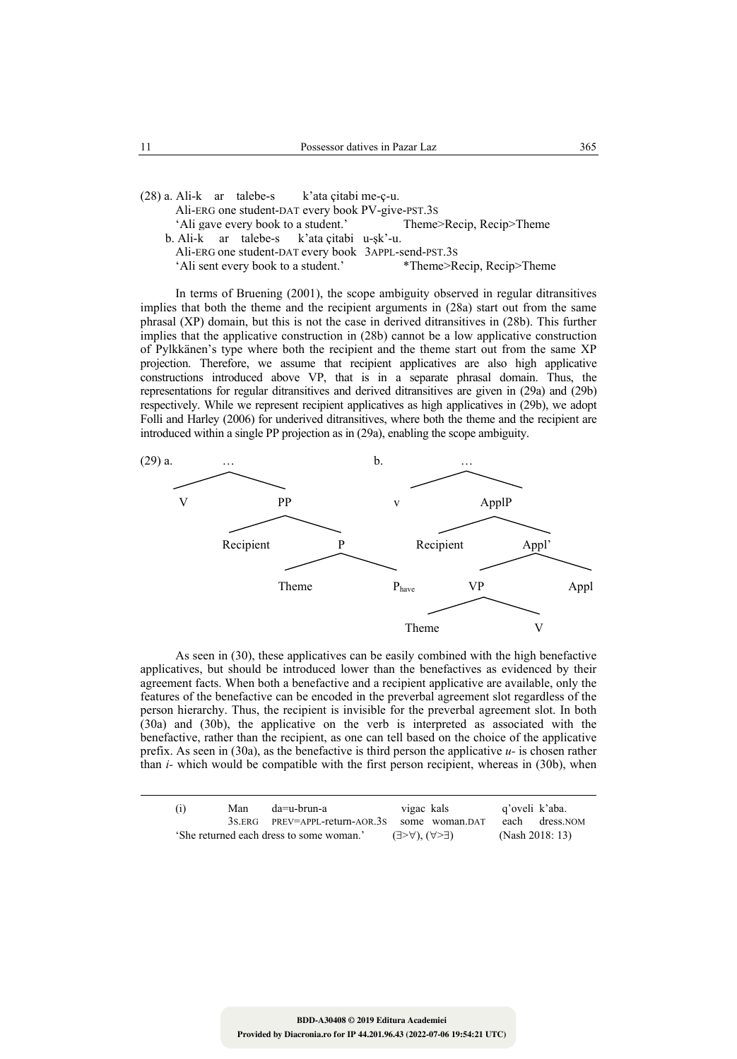(28) a. Ali-k ar talebe-s k'ata çitabi me-ç-u.
Ali-ERG one student-DAT every book PV-give-PST.3S
'Ali gave every book to a student.' Theme>Recip, Recip>Theme

b. Ali-k ar talebe-s k'ata çitabi u-şk'-u.
Ali-ERG one student-DAT every book 3APPL-send-PST.3S
'Ali sent every book to a student.' *Theme>Recip, Recip>Theme

In terms of Bruening (2001), the scope ambiguity observed in regular ditransitives implies that both the theme and the recipient arguments in (28a) start out from the same phrasal (XP) domain, but this is not the case in derived ditransitives in (28b). This further implies that the applicative construction in (28b) cannot be a low applicative construction of Pylkkänen's type where both the recipient and the theme start out from the same XP projection. Therefore, we assume that recipient applicatives are also high applicative constructions introduced above VP, that is in a separate phrasal domain. Thus, the representations for regular ditransitives and derived ditransitives are given in (29a) and (29b) respectively. While we represent recipient applicatives as high applicatives in (29b), we adopt Folli and Harley (2006) for underived ditransitives, where both the theme and the recipient are introduced within a single PP projection as in (29a), enabling the scope ambiguity.

(29) a. [… V [PP Recipient [P Theme $P_{have}$]]]

b. [… v [ApplP Recipient [Appl' [VP Theme V] Appl]]]

As seen in (30), these applicatives can be easily combined with the high benefactive applicatives, but should be introduced lower than the benefactives as evidenced by their agreement facts. When both a benefactive and a recipient applicative are available, only the features of the benefactive can be encoded in the preverbal agreement slot regardless of the person hierarchy. Thus, the recipient is invisible for the preverbal agreement slot. In both (30a) and (30b), the applicative on the verb is interpreted as associated with the benefactive, rather than the recipient, as one can tell based on the choice of the applicative prefix. As seen in (30a), as the benefactive is third person the applicative *u-* is chosen rather than *i-* which would be compatible with the first person recipient, whereas in (30b), when

---

(i) Man da=u-brun-a vigac kals q'oveli k'aba.
3S.ERG PREV=APPL-return-AOR.3S some woman.DAT each dress.NOM
'She returned each dress to some woman.' (∃>∀), (∀>∃) (Nash 2018: 13)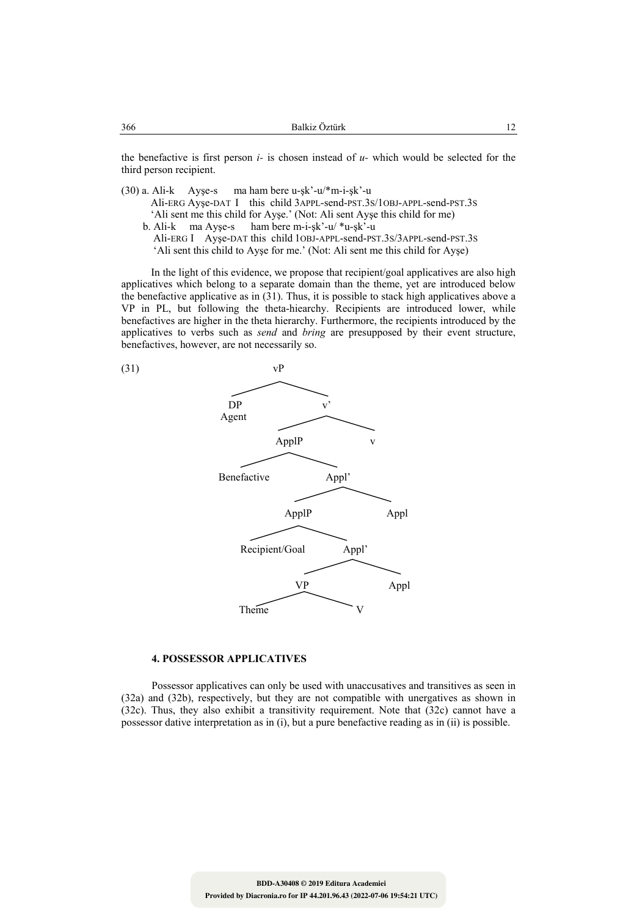the benefactive is first person *i-* is chosen instead of *u-* which would be selected for the third person recipient.

(30) a. Ali-k   Ayşe-s   ma ham bere u-şk'-u/*m-i-şk'-u
     Ali-ERG Ayşe-DAT I  this child 3APPL-send-PST.3S/1OBJ-APPL-send-PST.3S
     'Ali sent me this child for Ayşe.' (Not: Ali sent Ayşe this child for me)
   b. Ali-k   ma Ayşe-s   ham bere m-i-şk'-u/ *u-şk'-u
     Ali-ERG I  Ayşe-DAT this child 1OBJ-APPL-send-PST.3S/3APPL-send-PST.3S
     'Ali sent this child to Ayşe for me.' (Not: Ali sent me this child for Ayşe)

In the light of this evidence, we propose that recipient/goal applicatives are also high applicatives which belong to a separate domain than the theme, yet are introduced below the benefactive applicative as in (31). Thus, it is possible to stack high applicatives above a VP in PL, but following the theta-hiearchy. Recipients are introduced lower, while benefactives are higher in the theta hierarchy. Furthermore, the recipients introduced by the applicatives to verbs such as *send* and *bring* are presupposed by their event structure, benefactives, however, are not necessarily so.

(31)

```
vP
├── DP (Agent)
└── v'
    ├── ApplP
    │   ├── Benefactive
    │   └── Appl'
    │       ├── ApplP
    │       │   ├── Recipient/Goal
    │       │   └── Appl'
    │       │       ├── VP
    │       │       │   ├── Theme
    │       │       │   └── V
    │       │       └── Appl
    │       └── Appl
    └── v
```

## 4. POSSESSOR APPLICATIVES

Possessor applicatives can only be used with unaccusatives and transitives as seen in (32a) and (32b), respectively, but they are not compatible with unergatives as shown in (32c). Thus, they also exhibit a transitivity requirement. Note that (32c) cannot have a possessor dative interpretation as in (i), but a pure benefactive reading as in (ii) is possible.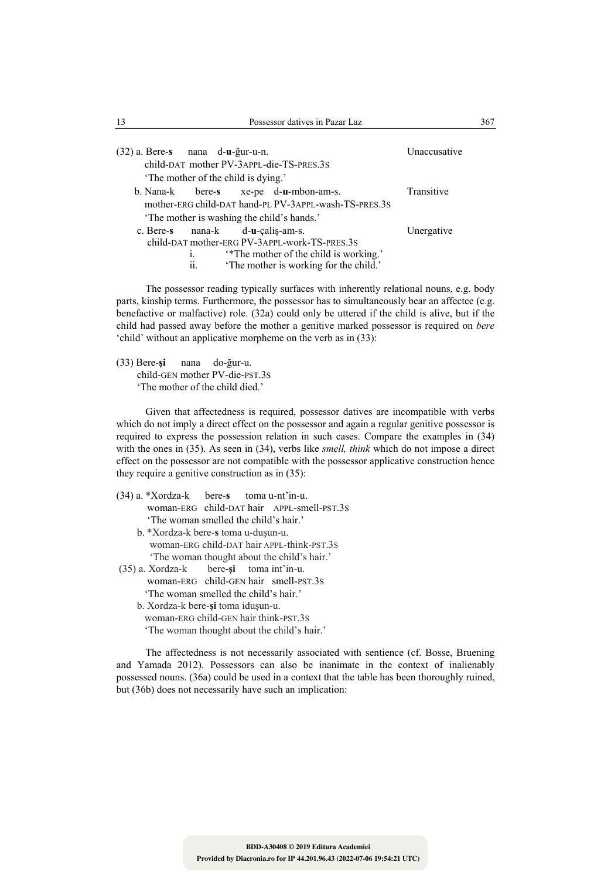(32) a. Bere-**s** nana d-**u**-ğur-u-n. Unaccusative
child-DAT mother PV-3APPL-die-TS-PRES.3S
'The mother of the child is dying.'

b. Nana-k bere-**s** xe-pe d-**u**-mbon-am-s. Transitive
mother-ERG child-DAT hand-PL PV-3APPL-wash-TS-PRES.3S
'The mother is washing the child's hands.'

c. Bere-**s** nana-k d-**u**-çaliş-am-s. Unergative
child-DAT mother-ERG PV-3APPL-work-TS-PRES.3S
i. '*The mother of the child is working.'
ii. 'The mother is working for the child.'

The possessor reading typically surfaces with inherently relational nouns, e.g. body parts, kinship terms. Furthermore, the possessor has to simultaneously bear an affectee (e.g. benefactive or malfactive) role. (32a) could only be uttered if the child is alive, but if the child had passed away before the mother a genitive marked possessor is required on *bere* 'child' without an applicative morpheme on the verb as in (33):

(33) Bere-**şi** nana do-ğur-u.
child-GEN mother PV-die-PST.3S
'The mother of the child died.'

Given that affectedness is required, possessor datives are incompatible with verbs which do not imply a direct effect on the possessor and again a regular genitive possessor is required to express the possession relation in such cases. Compare the examples in (34) with the ones in (35). As seen in (34), verbs like *smell, think* which do not impose a direct effect on the possessor are not compatible with the possessor applicative construction hence they require a genitive construction as in (35):

(34) a. *Xordza-k bere-**s** toma u-nt'in-u.
woman-ERG child-DAT hair APPL-smell-PST.3S
'The woman smelled the child's hair.'

b. *Xordza-k bere-**s** toma u-duşun-u.
woman-ERG child-DAT hair APPL-think-PST.3S
'The woman thought about the child's hair.'

(35) a. Xordza-k bere-**şi** toma int'in-u.
woman-ERG child-GEN hair smell-PST.3S
'The woman smelled the child's hair.'

b. Xordza-k bere-**şi** toma iduşun-u.
woman-ERG child-GEN hair think-PST.3S
'The woman thought about the child's hair.'

The affectedness is not necessarily associated with sentience (cf. Bosse, Bruening and Yamada 2012). Possessors can also be inanimate in the context of inalienably possessed nouns. (36a) could be used in a context that the table has been thoroughly ruined, but (36b) does not necessarily have such an implication: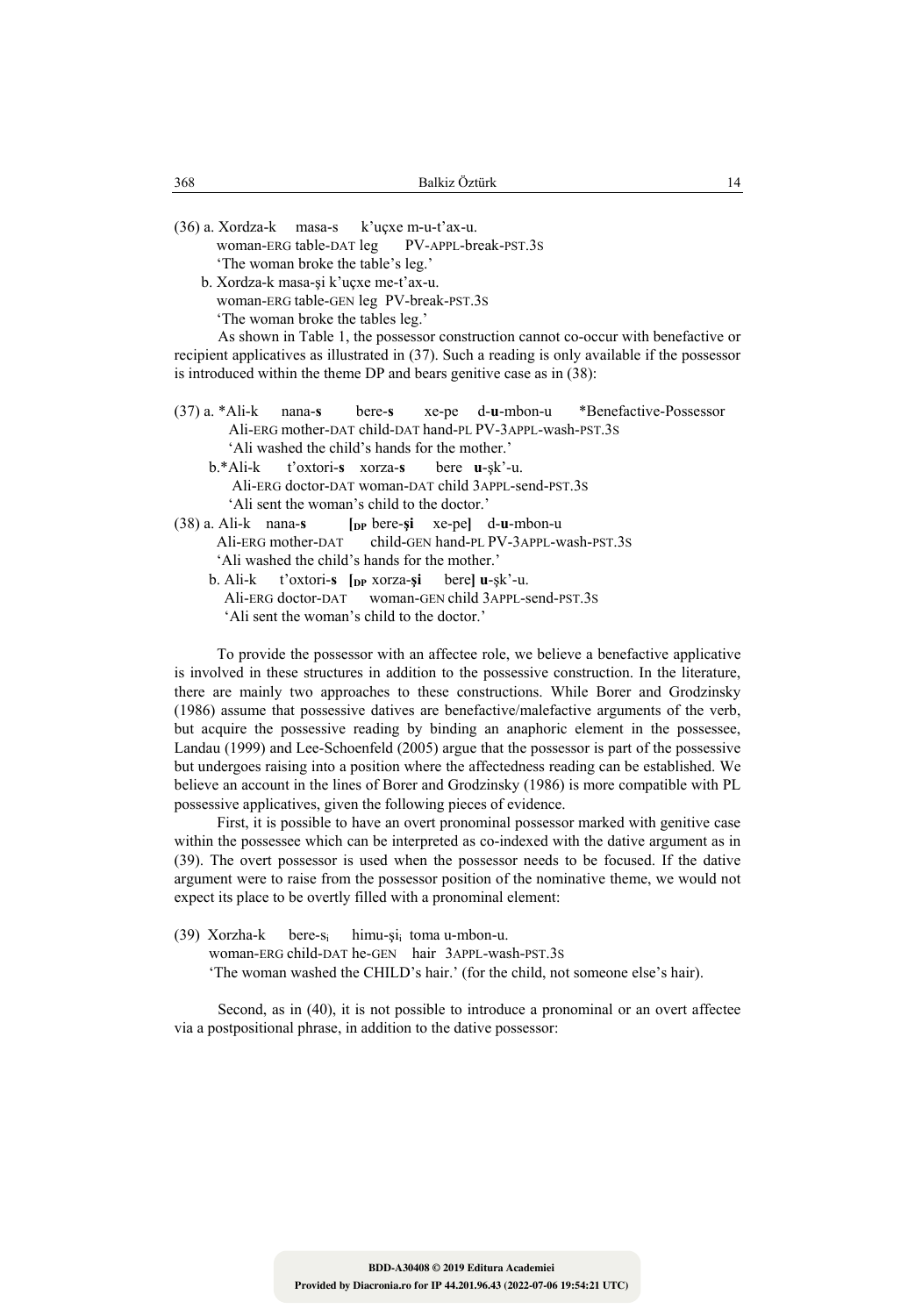(36) a. Xordza-k masa-s k'uçxe m-u-t'ax-u.
woman-ERG table-DAT leg PV-APPL-break-PST.3S
'The woman broke the table's leg.'

b. Xordza-k masa-şi k'uçxe me-t'ax-u.
woman-ERG table-GEN leg PV-break-PST.3S
'The woman broke the tables leg.'

As shown in Table 1, the possessor construction cannot co-occur with benefactive or recipient applicatives as illustrated in (37). Such a reading is only available if the possessor is introduced within the theme DP and bears genitive case as in (38):

(37) a. *Ali-k nana-**s** bere-**s** xe-pe d-**u**-mbon-u *Benefactive-Possessor
Ali-ERG mother-DAT child-DAT hand-PL PV-3APPL-wash-PST.3S
'Ali washed the child's hands for the mother.'

b.*Ali-k t'oxtori-**s** xorza-**s** bere **u**-şk'-u.
Ali-ERG doctor-DAT woman-DAT child 3APPL-send-PST.3S
'Ali sent the woman's child to the doctor.'

(38) a. Ali-k nana-**s** [$_{DP}$ bere-**şi** xe-pe**]** d-**u**-mbon-u
Ali-ERG mother-DAT child-GEN hand-PL PV-3APPL-wash-PST.3S
'Ali washed the child's hands for the mother.'

b. Ali-k t'oxtori-**s** [$_{DP}$ xorza-**şi** bere**]** **u**-şk'-u.
Ali-ERG doctor-DAT woman-GEN child 3APPL-send-PST.3S
'Ali sent the woman's child to the doctor.'

To provide the possessor with an affectee role, we believe a benefactive applicative is involved in these structures in addition to the possessive construction. In the literature, there are mainly two approaches to these constructions. While Borer and Grodzinsky (1986) assume that possessive datives are benefactive/malefactive arguments of the verb, but acquire the possessive reading by binding an anaphoric element in the possessee, Landau (1999) and Lee-Schoenfeld (2005) argue that the possessor is part of the possessive but undergoes raising into a position where the affectedness reading can be established. We believe an account in the lines of Borer and Grodzinsky (1986) is more compatible with PL possessive applicatives, given the following pieces of evidence.

First, it is possible to have an overt pronominal possessor marked with genitive case within the possessee which can be interpreted as co-indexed with the dative argument as in (39). The overt possessor is used when the possessor needs to be focused. If the dative argument were to raise from the possessor position of the nominative theme, we would not expect its place to be overtly filled with a pronominal element:

(39) Xorzha-k bere-s$_i$ himu-şi$_i$ toma u-mbon-u.
woman-ERG child-DAT he-GEN hair 3APPL-wash-PST.3S
'The woman washed the CHILD's hair.' (for the child, not someone else's hair).

Second, as in (40), it is not possible to introduce a pronominal or an overt affectee via a postpositional phrase, in addition to the dative possessor: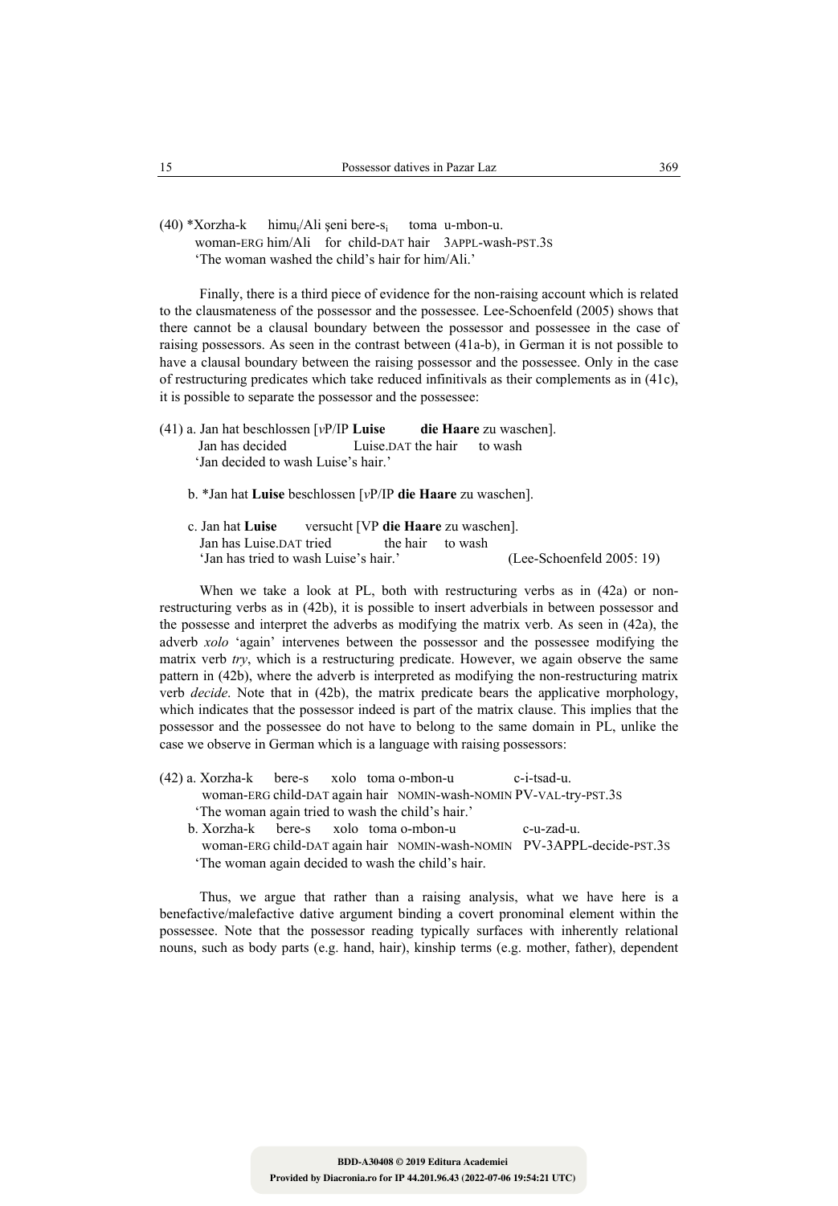(40) *Xorzha-k himu$_i$/Ali şeni bere-s$_i$ toma u-mbon-u.
woman-ERG him/Ali for child-DAT hair 3APPL-wash-PST.3S
'The woman washed the child's hair for him/Ali.'

Finally, there is a third piece of evidence for the non-raising account which is related to the clausmateness of the possessor and the possessee. Lee-Schoenfeld (2005) shows that there cannot be a clausal boundary between the possessor and possessee in the case of raising possessors. As seen in the contrast between (41a-b), in German it is not possible to have a clausal boundary between the raising possessor and the possessee. Only in the case of restructuring predicates which take reduced infinitivals as their complements as in (41c), it is possible to separate the possessor and the possessee:

(41) a. Jan hat beschlossen [*v*P/IP **Luise** **die Haare** zu waschen].
Jan has decided Luise.DAT the hair to wash
'Jan decided to wash Luise's hair.'

b. *Jan hat **Luise** beschlossen [*v*P/IP **die Haare** zu waschen].

c. Jan hat **Luise** versucht [VP **die Haare** zu waschen].
Jan has Luise.DAT tried the hair to wash
'Jan has tried to wash Luise's hair.' (Lee-Schoenfeld 2005: 19)

When we take a look at PL, both with restructuring verbs as in (42a) or non-restructuring verbs as in (42b), it is possible to insert adverbials in between possessor and the possesse and interpret the adverbs as modifying the matrix verb. As seen in (42a), the adverb *xolo* 'again' intervenes between the possessor and the possessee modifying the matrix verb *try*, which is a restructuring predicate. However, we again observe the same pattern in (42b), where the adverb is interpreted as modifying the non-restructuring matrix verb *decide*. Note that in (42b), the matrix predicate bears the applicative morphology, which indicates that the possessor indeed is part of the matrix clause. This implies that the possessor and the possessee do not have to belong to the same domain in PL, unlike the case we observe in German which is a language with raising possessors:

(42) a. Xorzha-k bere-s xolo toma o-mbon-u c-i-tsad-u.
woman-ERG child-DAT again hair NOMIN-wash-NOMIN PV-VAL-try-PST.3S
'The woman again tried to wash the child's hair.'

b. Xorzha-k bere-s xolo toma o-mbon-u c-u-zad-u.
woman-ERG child-DAT again hair NOMIN-wash-NOMIN PV-3APPL-decide-PST.3S
'The woman again decided to wash the child's hair.

Thus, we argue that rather than a raising analysis, what we have here is a benefactive/malefactive dative argument binding a covert pronominal element within the possessee. Note that the possessor reading typically surfaces with inherently relational nouns, such as body parts (e.g. hand, hair), kinship terms (e.g. mother, father), dependent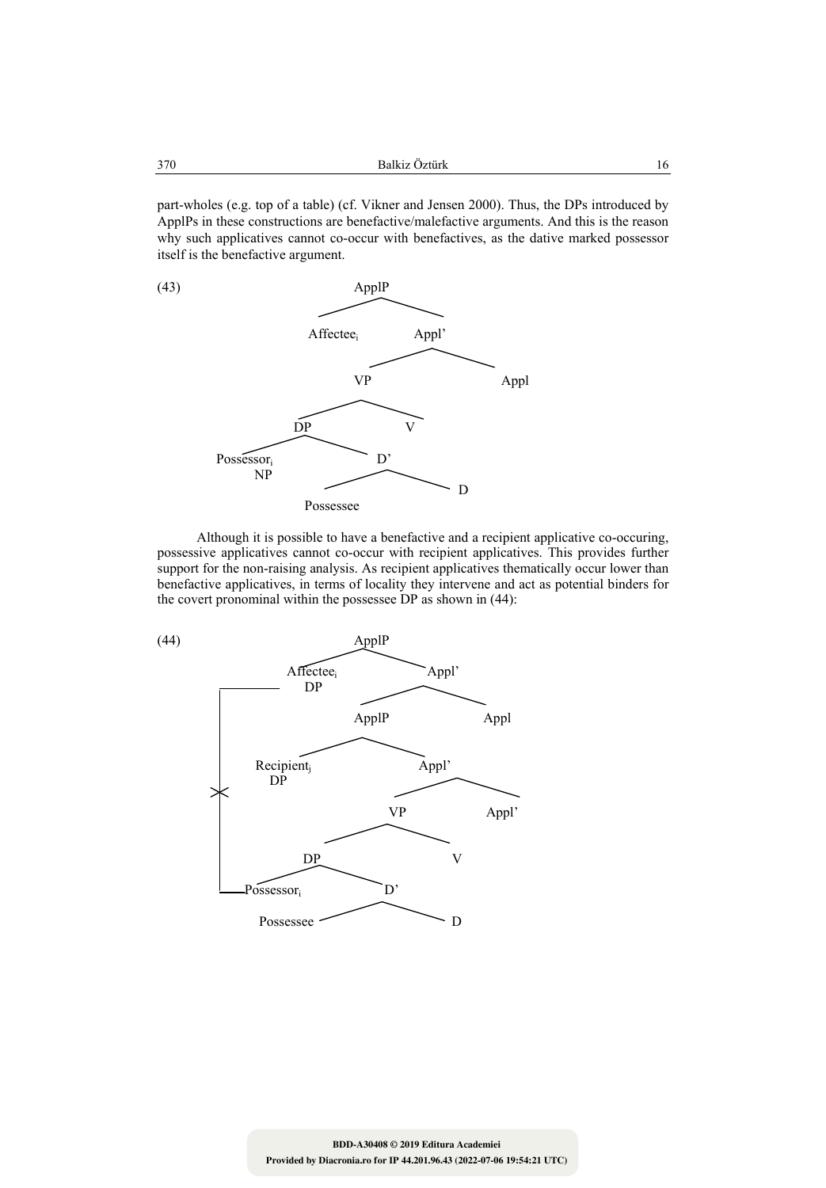part-wholes (e.g. top of a table) (cf. Vikner and Jensen 2000). Thus, the DPs introduced by ApplPs in these constructions are benefactive/malefactive arguments. And this is the reason why such applicatives cannot co-occur with benefactives, as the dative marked possessor itself is the benefactive argument.

(43)

```
ApplP
├── Affectee_i
└── Appl'
    ├── VP
    │   ├── DP
    │   │   ├── Possessor_i NP
    │   │   └── D'
    │   │       ├── Possessee
    │   │       └── D
    │   └── V
    └── Appl
```

Although it is possible to have a benefactive and a recipient applicative co-occuring, possessive applicatives cannot co-occur with recipient applicatives. This provides further support for the non-raising analysis. As recipient applicatives thematically occur lower than benefactive applicatives, in terms of locality they intervene and act as potential binders for the covert pronominal within the possessee DP as shown in (44):

(44)

```
ApplP
├── Affectee_i DP
└── Appl'
    ├── ApplP
    │   ├── Recipient_j DP
    │   └── Appl'
    │       ├── VP
    │       │   ├── DP
    │       │   │   ├── Possessor_i
    │       │   │   └── D'
    │       │   │       ├── Possessee
    │       │   │       └── D
    │       │   └── V
    │       └── Appl'
    └── Appl

(binding line from Affectee_i to Possessor_i, crossed out (X) at the level of Recipient_j)
```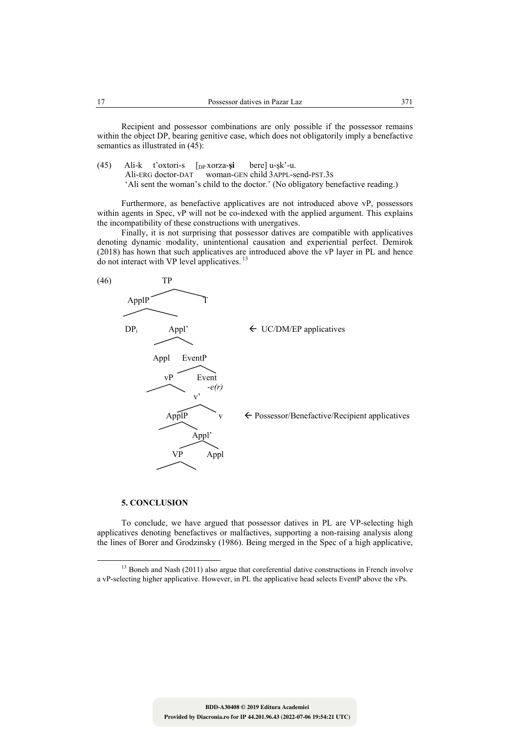Recipient and possessor combinations are only possible if the possessor remains within the object DP, bearing genitive case, which does not obligatorily imply a benefactive semantics as illustrated in (45):

(45) Ali-k t'oxtori-s [DP xorza-**şi** bere] u-şk'-u.
Ali-ERG doctor-DAT woman-GEN child 3APPL-send-PST.3S
'Ali sent the woman's child to the doctor.' (No obligatory benefactive reading.)

Furthermore, as benefactive applicatives are not introduced above vP, possessors within agents in Spec, vP will not be co-indexed with the applied argument. This explains the incompatibility of these constructions with unergatives.

Finally, it is not surprising that possessor datives are compatible with applicatives denoting dynamic modality, unintentional causation and experiential perfect. Demirok (2018) has hown that such applicatives are introduced above the vP layer in PL and hence do not interact with VP level applicatives.[13]

(46)

```
                TP
              /    \
          ApplP     T
         /     \
       DPi     Appl'            ← UC/DM/EP applicatives
              /     \
           Appl    EventP
                   /     \
                 vP      Event
                /  \     -e(r)
                    v'
                   /  \
               ApplP    v       ← Possessor/Benefactive/Recipient applicatives
              /     \
                    Appl'
                   /     \
                 VP      Appl
                /  \
```

## 5. CONCLUSION

To conclude, we have argued that possessor datives in PL are VP-selecting high applicatives denoting benefactives or malfactives, supporting a non-raising analysis along the lines of Borer and Grodzinsky (1986). Being merged in the Spec of a high applicative,

---

[13] Boneh and Nash (2011) also argue that coreferential dative constructions in French involve a vP-selecting higher applicative. However, in PL the applicative head selects EventP above the vPs.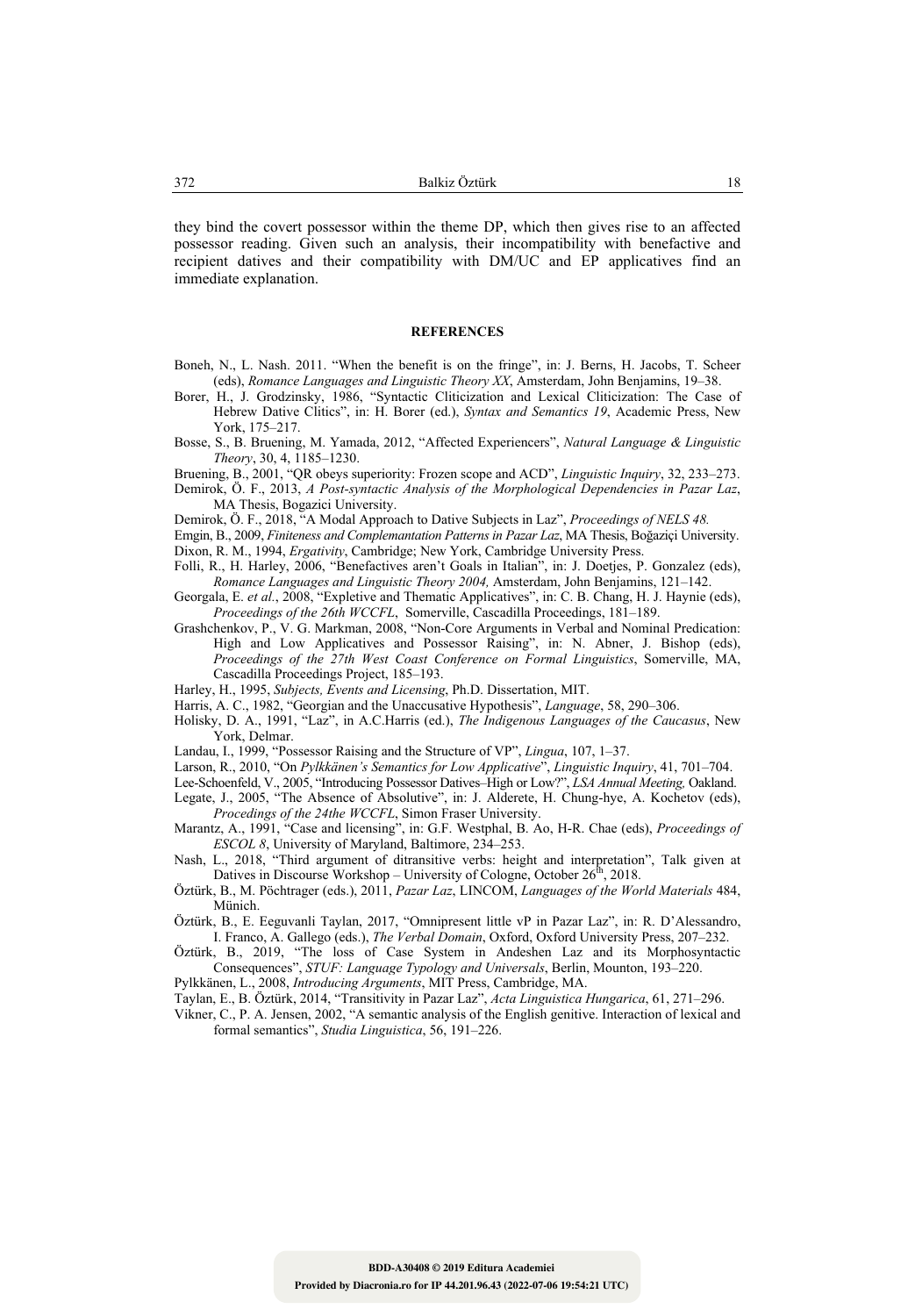they bind the covert possessor within the theme DP, which then gives rise to an affected possessor reading. Given such an analysis, their incompatibility with benefactive and recipient datives and their compatibility with DM/UC and EP applicatives find an immediate explanation.

## REFERENCES

Boneh, N., L. Nash. 2011. "When the benefit is on the fringe", in: J. Berns, H. Jacobs, T. Scheer (eds), *Romance Languages and Linguistic Theory XX*, Amsterdam, John Benjamins, 19–38.

Borer, H., J. Grodzinsky, 1986, "Syntactic Cliticization and Lexical Cliticization: The Case of Hebrew Dative Clitics", in: H. Borer (ed.), *Syntax and Semantics 19*, Academic Press, New York, 175–217.

Bosse, S., B. Bruening, M. Yamada, 2012, "Affected Experiencers", *Natural Language & Linguistic Theory*, 30, 4, 1185–1230.

Bruening, B., 2001, "QR obeys superiority: Frozen scope and ACD", *Linguistic Inquiry*, 32, 233–273.

Demirok, Ö. F., 2013, *A Post-syntactic Analysis of the Morphological Dependencies in Pazar Laz*, MA Thesis, Bogazici University.

Demirok, Ö. F., 2018, "A Modal Approach to Dative Subjects in Laz", *Proceedings of NELS 48.*

Emgin, B., 2009, *Finiteness and Complemantation Patterns in Pazar Laz*, MA Thesis, Boğaziçi University.

Dixon, R. M., 1994, *Ergativity*, Cambridge; New York, Cambridge University Press.

Folli, R., H. Harley, 2006, "Benefactives aren't Goals in Italian", in: J. Doetjes, P. Gonzalez (eds), *Romance Languages and Linguistic Theory 2004,* Amsterdam, John Benjamins, 121–142.

Georgala, E. *et al.*, 2008, "Expletive and Thematic Applicatives", in: C. B. Chang, H. J. Haynie (eds), *Proceedings of the 26th WCCFL*, Somerville, Cascadilla Proceedings, 181–189.

Grashchenkov, P., V. G. Markman, 2008, "Non-Core Arguments in Verbal and Nominal Predication: High and Low Applicatives and Possessor Raising", in: N. Abner, J. Bishop (eds), *Proceedings of the 27th West Coast Conference on Formal Linguistics*, Somerville, MA, Cascadilla Proceedings Project, 185–193.

Harley, H., 1995, *Subjects, Events and Licensing*, Ph.D. Dissertation, MIT.

Harris, A. C., 1982, "Georgian and the Unaccusative Hypothesis", *Language*, 58, 290–306.

Holisky, D. A., 1991, "Laz", in A.C.Harris (ed.), *The Indigenous Languages of the Caucasus*, New York, Delmar.

Landau, I., 1999, "Possessor Raising and the Structure of VP", *Lingua*, 107, 1–37.

Larson, R., 2010, "On *Pylkkänen's Semantics for Low Applicative*", *Linguistic Inquiry*, 41, 701–704.

Lee-Schoenfeld, V., 2005, "Introducing Possessor Datives–High or Low?", *LSA Annual Meeting,* Oakland.

Legate, J., 2005, "The Absence of Absolutive", in: J. Alderete, H. Chung-hye, A. Kochetov (eds), *Procedings of the 24the WCCFL*, Simon Fraser University.

Marantz, A., 1991, "Case and licensing", in: G.F. Westphal, B. Ao, H-R. Chae (eds), *Proceedings of ESCOL 8*, University of Maryland, Baltimore, 234–253.

Nash, L., 2018, "Third argument of ditransitive verbs: height and interpretation", Talk given at Datives in Discourse Workshop – University of Cologne, October 26th, 2018.

Öztürk, B., M. Pöchtrager (eds.), 2011, *Pazar Laz*, LINCOM, *Languages of the World Materials* 484, Münich.

Öztürk, B., E. Eeguvanli Taylan, 2017, "Omnipresent little vP in Pazar Laz", in: R. D'Alessandro, I. Franco, A. Gallego (eds.), *The Verbal Domain*, Oxford, Oxford University Press, 207–232.

Öztürk, B., 2019, "The loss of Case System in Andeshen Laz and its Morphosyntactic Consequences", *STUF: Language Typology and Universals*, Berlin, Mounton, 193–220.

Pylkkänen, L., 2008, *Introducing Arguments*, MIT Press, Cambridge, MA.

Taylan, E., B. Öztürk, 2014, "Transitivity in Pazar Laz", *Acta Linguistica Hungarica*, 61, 271–296.

Vikner, C., P. A. Jensen, 2002, "A semantic analysis of the English genitive. Interaction of lexical and formal semantics", *Studia Linguistica*, 56, 191–226.